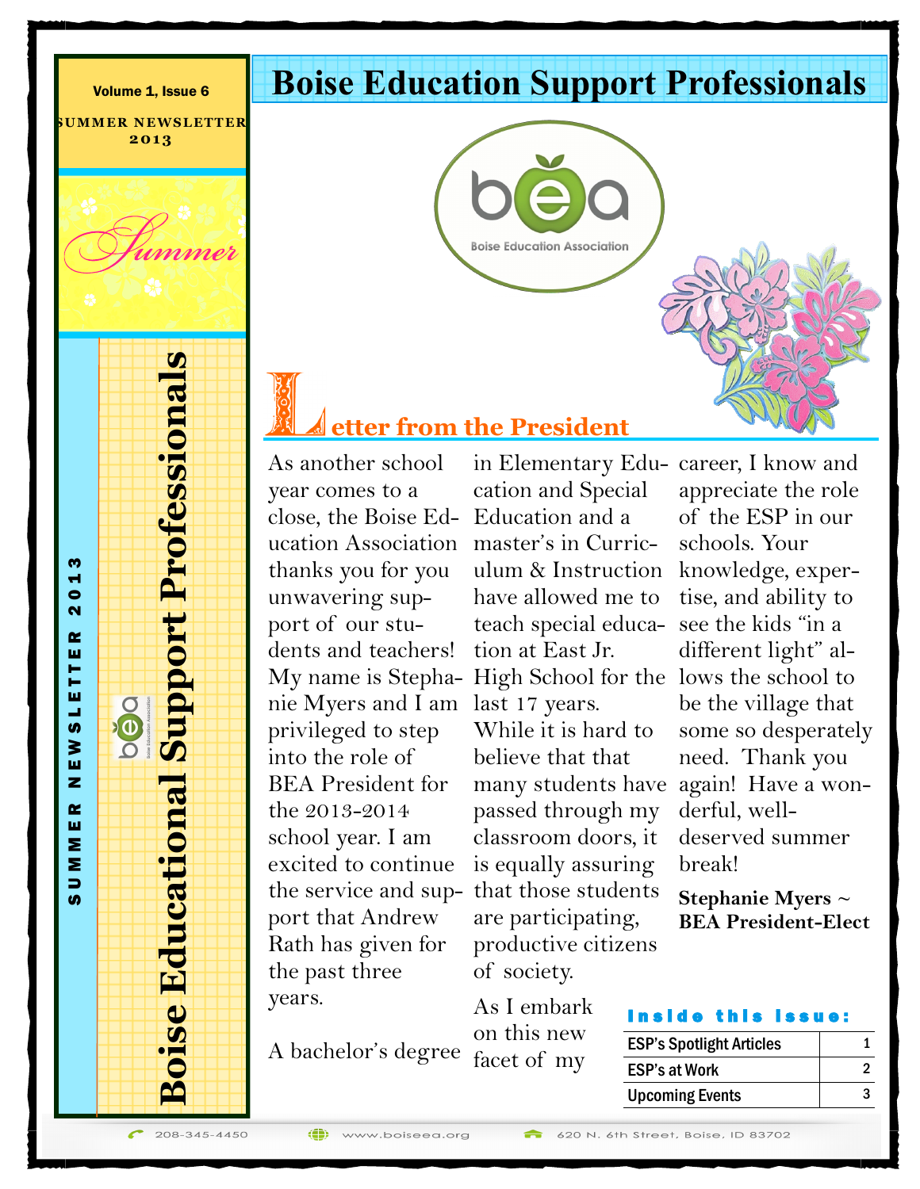Volume 1, Issue 6

SUMMER NEWSLETTER 2013

Summer

# Boise Educational Support Professionals

# Boise Education Support Professionals

## Letter from the President

As another school year comes to a close, the Boise Education Association thanks you for you unwavering support of our students and teachers! My name is Stephanie Myers and I am privileged to step into the role of BEA President for the 2013-2014 school year. I am excited to continue the service and support that Andrew Rath has given for the past three years.

A bachelor's degree in Elementary Education and Special Education and a master's in Curriculum & Instruction have allowed me to teach special education at East Jr. High School for the last 17 years. While it is hard to believe that that many students have passed through my classroom doors, it is equally assuring that those students are participating, productive citizens of society.

As I embark on this new facet of my career, I know and appreciate the role of the ESP in our schools. Your knowledge, expertise, and ability to see the kids "in a different light" allows the school to be the village that some so desperately need. Thank you again! Have a wonderful, well-deserved summer break!

**Stephanie Myers ~ BEA President-Elect**

**Inside this issue:**

| | |
|---|---|
| ESP's Spotlight Articles | 1 |
| ESP's at Work | 2 |
| Upcoming Events | 3 |

208-345-4450 www.boiseea.org 620 N. 6th Street, Boise, ID 83702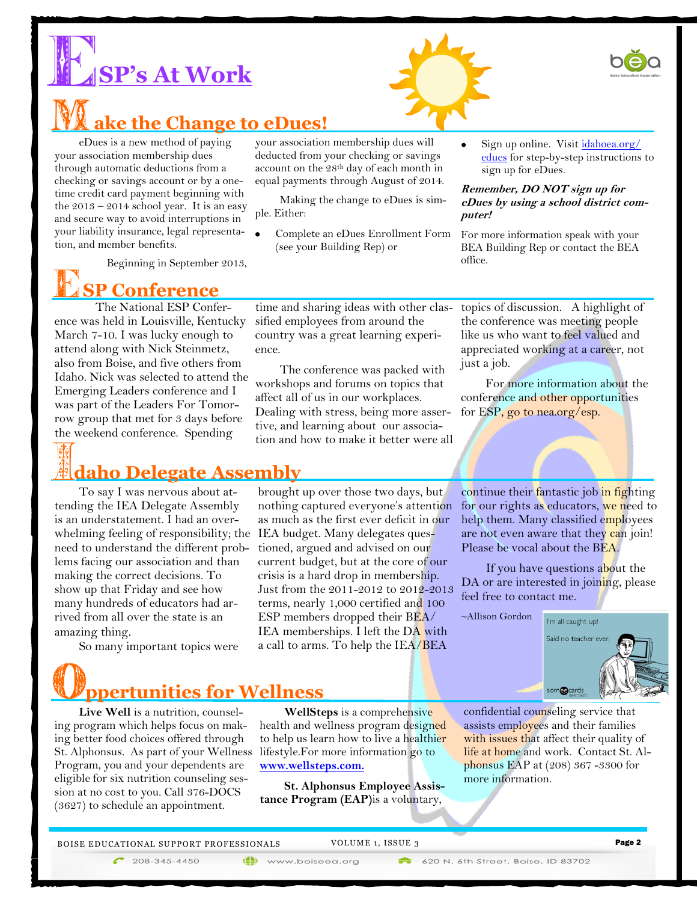# ESP's At Work

## Make the Change to eDues!

eDues is a new method of paying your association membership dues through automatic deductions from a checking or savings account or by a one-time credit card payment beginning with the 2013 – 2014 school year. It is an easy and secure way to avoid interruptions in your liability insurance, legal representation, and member benefits.

Beginning in September 2013, your association membership dues will deducted from your checking or savings account on the 28th day of each month in equal payments through August of 2014.

Making the change to eDues is simple. Either:

- Complete an eDues Enrollment Form (see your Building Rep) or
- Sign up online. Visit idahoea.org/edues for step-by-step instructions to sign up for eDues.

***Remember, DO NOT sign up for eDues by using a school district computer!***

For more information speak with your BEA Building Rep or contact the BEA office.

## ESP Conference

The National ESP Conference was held in Louisville, Kentucky March 7-10. I was lucky enough to attend along with Nick Steinmetz, also from Boise, and five others from Idaho. Nick was selected to attend the Emerging Leaders conference and I was part of the Leaders For Tomorrow group that met for 3 days before the weekend conference. Spending time and sharing ideas with other classified employees from around the country was a great learning experience.

The conference was packed with workshops and forums on topics that affect all of us in our workplaces. Dealing with stress, being more assertive, and learning about our association and how to make it better were all topics of discussion. A highlight of the conference was meeting people like us who want to feel valued and appreciated working at a career, not just a job.

For more information about the conference and other opportunities for ESP, go to nea.org/esp.

## Idaho Delegate Assembly

To say I was nervous about attending the IEA Delegate Assembly is an understatement. I had an overwhelming feeling of responsibility; the need to understand the different problems facing our association and than making the correct decisions. To show up that Friday and see how many hundreds of educators had arrived from all over the state is an amazing thing.

So many important topics were brought up over those two days, but nothing captured everyone's attention as much as the first ever deficit in our IEA budget. Many delegates questioned, argued and advised on our current budget, but at the core of our crisis is a hard drop in membership. Just from the 2011-2012 to 2012-2013 terms, nearly 1,000 certified and 100 ESP members dropped their BEA/IEA memberships. I left the DA with a call to arms. To help the IEA/BEA continue their fantastic job in fighting for our rights as educators, we need to help them. Many classified employees are not even aware that they can join! Please be vocal about the BEA.

If you have questions about the DA or are interested in joining, please feel free to contact me.

~Allison Gordon

## Oppertunities for Wellness

**Live Well** is a nutrition, counseling program which helps focus on making better food choices offered through St. Alphonsus. As part of your Wellness Program, you and your dependents are eligible for six nutrition counseling session at no cost to you. Call 376-DOCS (3627) to schedule an appointment.

**WellSteps** is a comprehensive health and wellness program designed to help us learn how to live a healthier lifestyle.For more information go to **www.wellsteps.com.**

**St. Alphonsus Employee Assistance Program (EAP)**is a voluntary, confidential counseling service that assists employees and their families with issues that affect their quality of life at home and work. Contact St. Alphonsus EAP at (208) 367 -3300 for more information.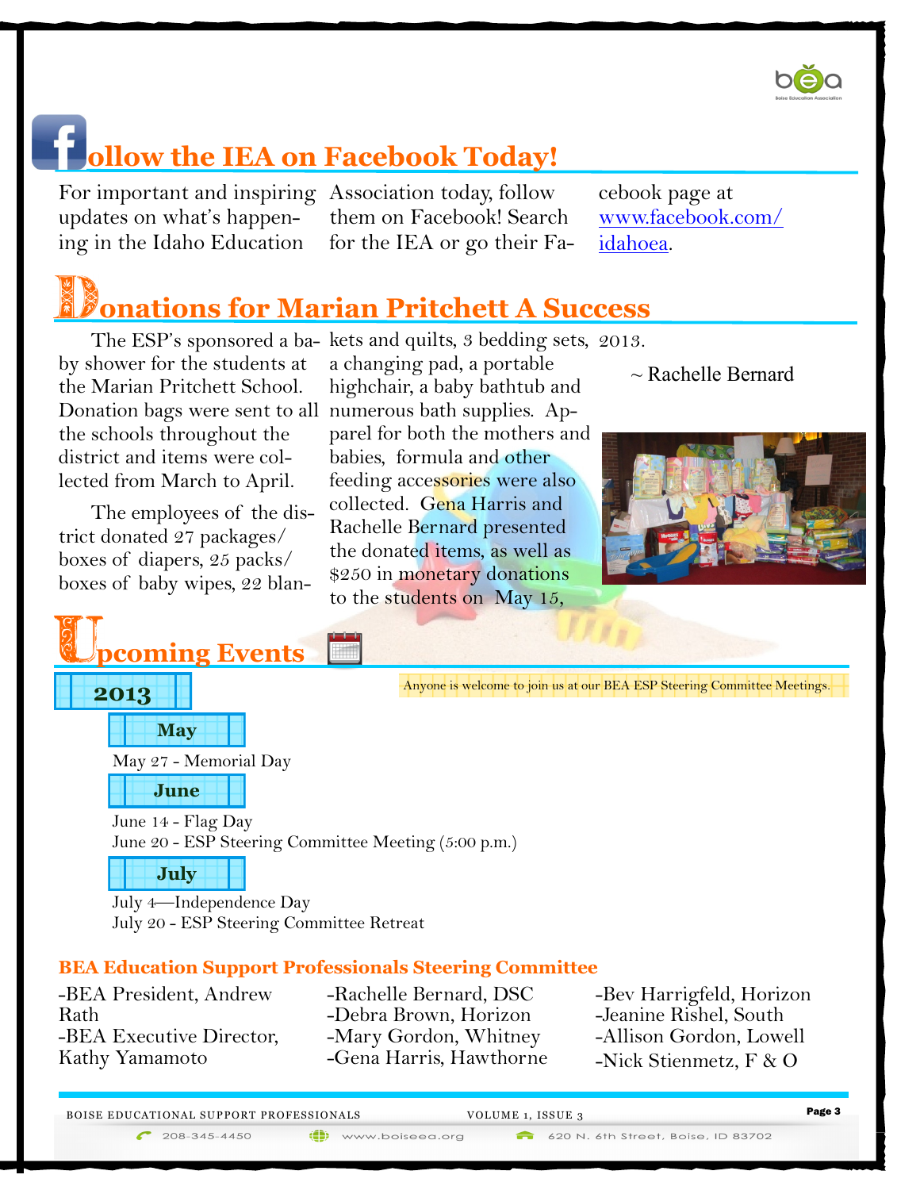## Follow the IEA on Facebook Today!

For important and inspiring updates on what's happening in the Idaho Education Association today, follow them on Facebook! Search for the IEA or go their Facebook page at www.facebook.com/idahoea.

## Donations for Marian Pritchett A Success

The ESP's sponsored a baby shower for the students at the Marian Pritchett School. Donation bags were sent to all the schools throughout the district and items were collected from March to April.

The employees of the district donated 27 packages/boxes of diapers, 25 packs/boxes of baby wipes, 22 blankets and quilts, 3 bedding sets, a changing pad, a portable highchair, a baby bathtub and numerous bath supplies. Apparel for both the mothers and babies, formula and other feeding accessories were also collected. Gena Harris and Rachelle Bernard presented the donated items, as well as $250 in monetary donations to the students on May 15, 2013.

~ Rachelle Bernard

## Upcoming Events

Anyone is welcome to join us at our BEA ESP Steering Committee Meetings.

### 2013

**May**

May 27 - Memorial Day

**June**

June 14 - Flag Day
June 20 - ESP Steering Committee Meeting (5:00 p.m.)

**July**

July 4—Independence Day
July 20 - ESP Steering Committee Retreat

### BEA Education Support Professionals Steering Committee

- -BEA President, Andrew Rath
- -BEA Executive Director, Kathy Yamamoto
- -Rachelle Bernard, DSC
- -Debra Brown, Horizon
- -Mary Gordon, Whitney
- -Gena Harris, Hawthorne
- -Bev Harrigfeld, Horizon
- -Jeanine Rishel, South
- -Allison Gordon, Lowell
- -Nick Stienmetz, F & O

208-345-4450 www.boiseea.org 620 N. 6th Street, Boise, ID 83702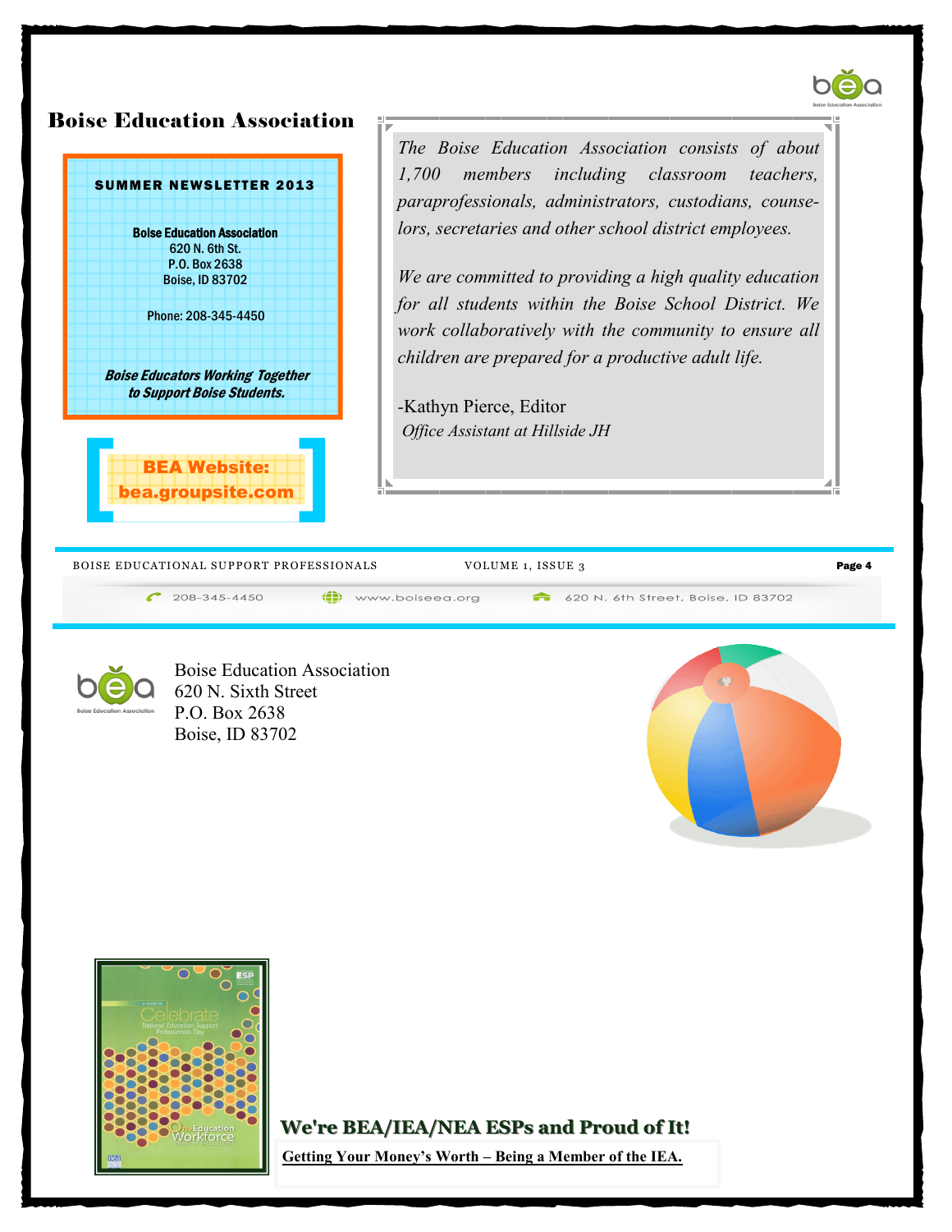## Boise Education Association

**SUMMER NEWSLETTER 2013**

**Boise Education Association**
620 N. 6th St.
P.O. Box 2638
Boise, ID 83702

Phone: 208-345-4450

***Boise Educators Working Together to Support Boise Students.***

**BEA Website: bea.groupsite.com**

*The Boise Education Association consists of about 1,700 members including classroom teachers, paraprofessionals, administrators, custodians, counselors, secretaries and other school district employees.*

*We are committed to providing a high quality education for all students within the Boise School District. We work collaboratively with the community to ensure all children are prepared for a productive adult life.*

-Kathyn Pierce, Editor
*Office Assistant at Hillside JH*

208-345-4450 www.boiseea.org 620 N. 6th Street, Boise, ID 83702

Boise Education Association
620 N. Sixth Street
P.O. Box 2638
Boise, ID 83702

**We're BEA/IEA/NEA ESPs and Proud of It!**

**Getting Your Money's Worth – Being a Member of the IEA.**